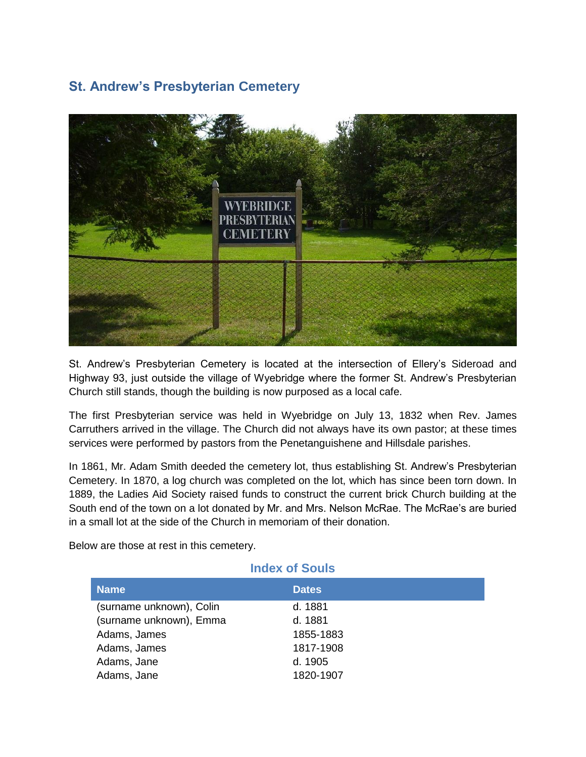## St. Andrew's Presbyterian Cemetery

St. Andrew's Presbyterian Cemetery is located at the intersection of Ellery's Sideroad and Highway 93, just outside the village of Wyebridge where the former St. Andrew's Presbyterian Church still stands, though the building is now purposed as a local cafe.

The first Presbyterian service was held in Wyebridge on July 13, 1832 when Rev. James Carruthers arrived in the village. The Church did not always have its own pastor; at these times services were performed by pastors from the Penetanguishene and Hillsdale parishes.

In 1861, Mr. Adam Smith deeded the cemetery lot, thus establishing St. Andrew's Presbyterian Cemetery. In 1870, a log church was completed on the lot, which has since been torn down. In 1889, the Ladies Aid Society raised funds to construct the current brick Church building at the South end of the town on a lot donated by Mr. and Mrs. Nelson McRae. The McRae's are buried in a small lot at the side of the Church in memoriam of their donation.

Below are those at rest in this cemetery.

### Index of Souls

| Name | Dates |
|---|---|
| (surname unknown), Colin | d. 1881 |
| (surname unknown), Emma | d. 1881 |
| Adams, James | 1855-1883 |
| Adams, James | 1817-1908 |
| Adams, Jane | d. 1905 |
| Adams, Jane | 1820-1907 |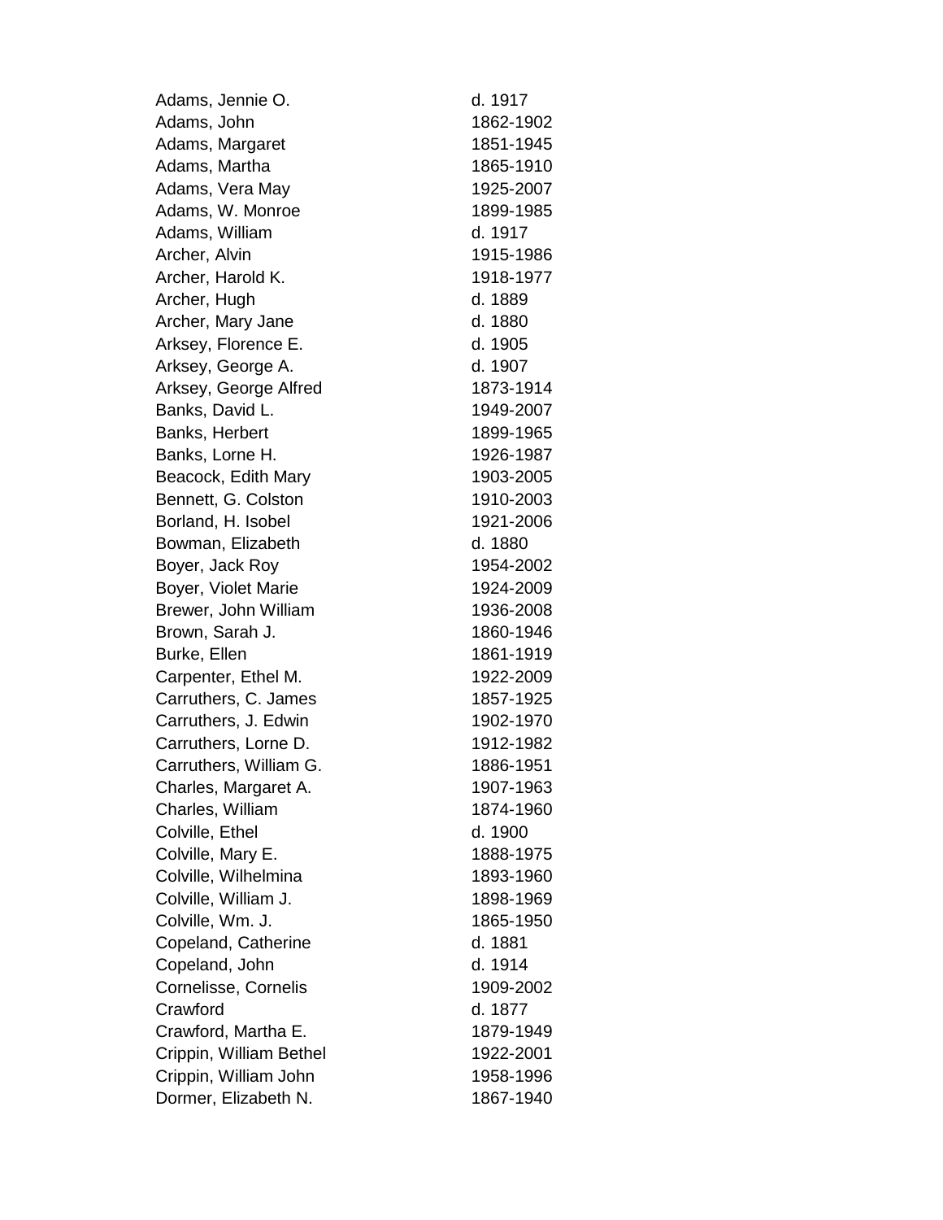| | |
|---|---|
| Adams, Jennie O. | d. 1917 |
| Adams, John | 1862-1902 |
| Adams, Margaret | 1851-1945 |
| Adams, Martha | 1865-1910 |
| Adams, Vera May | 1925-2007 |
| Adams, W. Monroe | 1899-1985 |
| Adams, William | d. 1917 |
| Archer, Alvin | 1915-1986 |
| Archer, Harold K. | 1918-1977 |
| Archer, Hugh | d. 1889 |
| Archer, Mary Jane | d. 1880 |
| Arksey, Florence E. | d. 1905 |
| Arksey, George A. | d. 1907 |
| Arksey, George Alfred | 1873-1914 |
| Banks, David L. | 1949-2007 |
| Banks, Herbert | 1899-1965 |
| Banks, Lorne H. | 1926-1987 |
| Beacock, Edith Mary | 1903-2005 |
| Bennett, G. Colston | 1910-2003 |
| Borland, H. Isobel | 1921-2006 |
| Bowman, Elizabeth | d. 1880 |
| Boyer, Jack Roy | 1954-2002 |
| Boyer, Violet Marie | 1924-2009 |
| Brewer, John William | 1936-2008 |
| Brown, Sarah J. | 1860-1946 |
| Burke, Ellen | 1861-1919 |
| Carpenter, Ethel M. | 1922-2009 |
| Carruthers, C. James | 1857-1925 |
| Carruthers, J. Edwin | 1902-1970 |
| Carruthers, Lorne D. | 1912-1982 |
| Carruthers, William G. | 1886-1951 |
| Charles, Margaret A. | 1907-1963 |
| Charles, William | 1874-1960 |
| Colville, Ethel | d. 1900 |
| Colville, Mary E. | 1888-1975 |
| Colville, Wilhelmina | 1893-1960 |
| Colville, William J. | 1898-1969 |
| Colville, Wm. J. | 1865-1950 |
| Copeland, Catherine | d. 1881 |
| Copeland, John | d. 1914 |
| Cornelisse, Cornelis | 1909-2002 |
| Crawford | d. 1877 |
| Crawford, Martha E. | 1879-1949 |
| Crippin, William Bethel | 1922-2001 |
| Crippin, William John | 1958-1996 |
| Dormer, Elizabeth N. | 1867-1940 |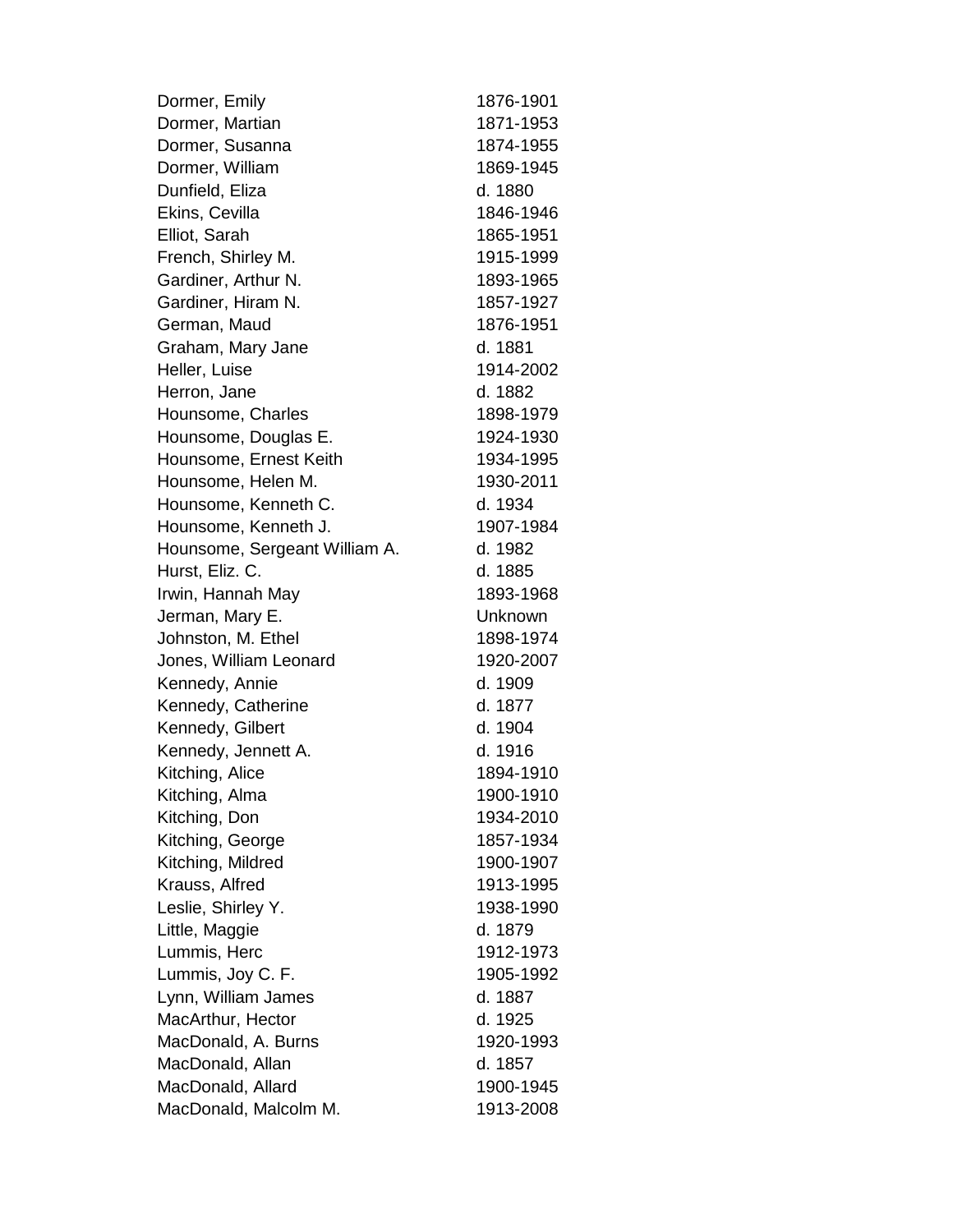| | |
|---|---|
| Dormer, Emily | 1876-1901 |
| Dormer, Martian | 1871-1953 |
| Dormer, Susanna | 1874-1955 |
| Dormer, William | 1869-1945 |
| Dunfield, Eliza | d. 1880 |
| Ekins, Cevilla | 1846-1946 |
| Elliot, Sarah | 1865-1951 |
| French, Shirley M. | 1915-1999 |
| Gardiner, Arthur N. | 1893-1965 |
| Gardiner, Hiram N. | 1857-1927 |
| German, Maud | 1876-1951 |
| Graham, Mary Jane | d. 1881 |
| Heller, Luise | 1914-2002 |
| Herron, Jane | d. 1882 |
| Hounsome, Charles | 1898-1979 |
| Hounsome, Douglas E. | 1924-1930 |
| Hounsome, Ernest Keith | 1934-1995 |
| Hounsome, Helen M. | 1930-2011 |
| Hounsome, Kenneth C. | d. 1934 |
| Hounsome, Kenneth J. | 1907-1984 |
| Hounsome, Sergeant William A. | d. 1982 |
| Hurst, Eliz. C. | d. 1885 |
| Irwin, Hannah May | 1893-1968 |
| Jerman, Mary E. | Unknown |
| Johnston, M. Ethel | 1898-1974 |
| Jones, William Leonard | 1920-2007 |
| Kennedy, Annie | d. 1909 |
| Kennedy, Catherine | d. 1877 |
| Kennedy, Gilbert | d. 1904 |
| Kennedy, Jennett A. | d. 1916 |
| Kitching, Alice | 1894-1910 |
| Kitching, Alma | 1900-1910 |
| Kitching, Don | 1934-2010 |
| Kitching, George | 1857-1934 |
| Kitching, Mildred | 1900-1907 |
| Krauss, Alfred | 1913-1995 |
| Leslie, Shirley Y. | 1938-1990 |
| Little, Maggie | d. 1879 |
| Lummis, Herc | 1912-1973 |
| Lummis, Joy C. F. | 1905-1992 |
| Lynn, William James | d. 1887 |
| MacArthur, Hector | d. 1925 |
| MacDonald, A. Burns | 1920-1993 |
| MacDonald, Allan | d. 1857 |
| MacDonald, Allard | 1900-1945 |
| MacDonald, Malcolm M. | 1913-2008 |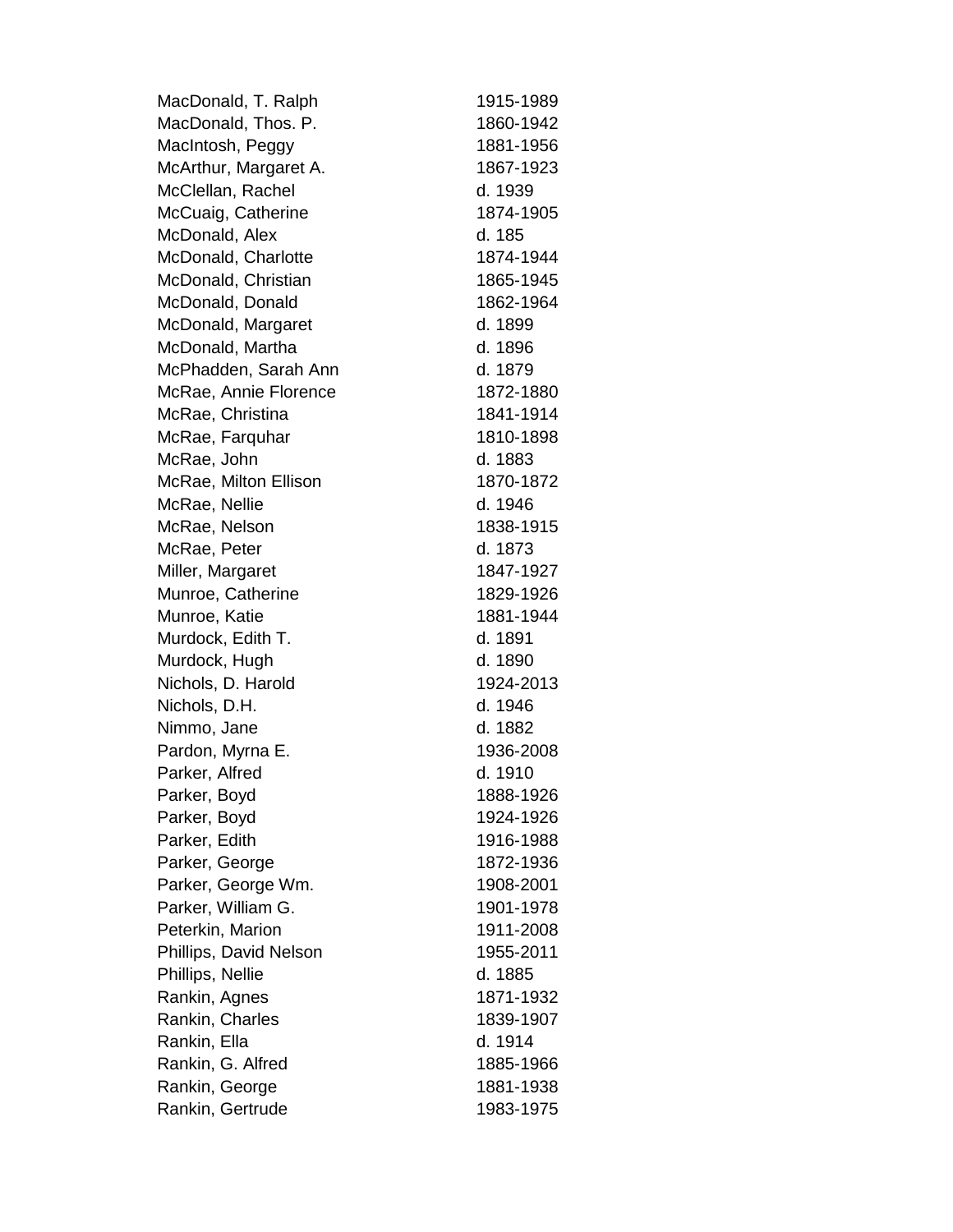| | |
|---|---|
| MacDonald, T. Ralph | 1915-1989 |
| MacDonald, Thos. P. | 1860-1942 |
| MacIntosh, Peggy | 1881-1956 |
| McArthur, Margaret A. | 1867-1923 |
| McClellan, Rachel | d. 1939 |
| McCuaig, Catherine | 1874-1905 |
| McDonald, Alex | d. 185 |
| McDonald, Charlotte | 1874-1944 |
| McDonald, Christian | 1865-1945 |
| McDonald, Donald | 1862-1964 |
| McDonald, Margaret | d. 1899 |
| McDonald, Martha | d. 1896 |
| McPhadden, Sarah Ann | d. 1879 |
| McRae, Annie Florence | 1872-1880 |
| McRae, Christina | 1841-1914 |
| McRae, Farquhar | 1810-1898 |
| McRae, John | d. 1883 |
| McRae, Milton Ellison | 1870-1872 |
| McRae, Nellie | d. 1946 |
| McRae, Nelson | 1838-1915 |
| McRae, Peter | d. 1873 |
| Miller, Margaret | 1847-1927 |
| Munroe, Catherine | 1829-1926 |
| Munroe, Katie | 1881-1944 |
| Murdock, Edith T. | d. 1891 |
| Murdock, Hugh | d. 1890 |
| Nichols, D. Harold | 1924-2013 |
| Nichols, D.H. | d. 1946 |
| Nimmo, Jane | d. 1882 |
| Pardon, Myrna E. | 1936-2008 |
| Parker, Alfred | d. 1910 |
| Parker, Boyd | 1888-1926 |
| Parker, Boyd | 1924-1926 |
| Parker, Edith | 1916-1988 |
| Parker, George | 1872-1936 |
| Parker, George Wm. | 1908-2001 |
| Parker, William G. | 1901-1978 |
| Peterkin, Marion | 1911-2008 |
| Phillips, David Nelson | 1955-2011 |
| Phillips, Nellie | d. 1885 |
| Rankin, Agnes | 1871-1932 |
| Rankin, Charles | 1839-1907 |
| Rankin, Ella | d. 1914 |
| Rankin, G. Alfred | 1885-1966 |
| Rankin, George | 1881-1938 |
| Rankin, Gertrude | 1983-1975 |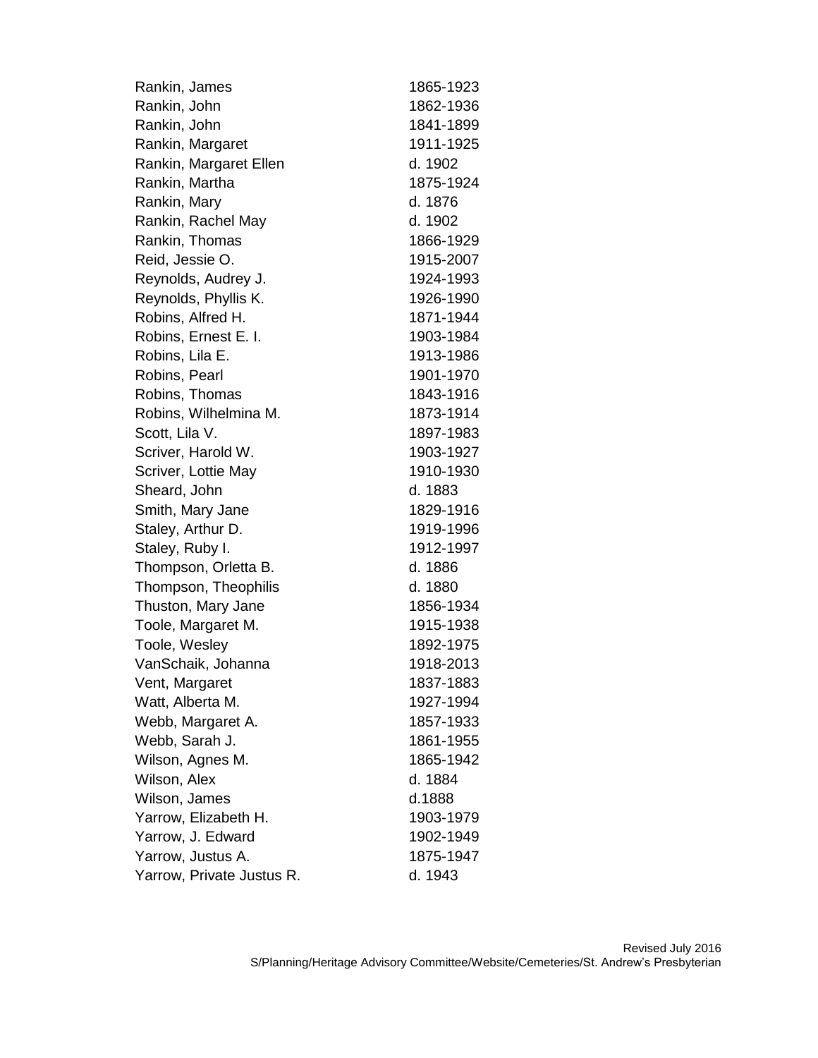| | |
|---|---|
| Rankin, James | 1865-1923 |
| Rankin, John | 1862-1936 |
| Rankin, John | 1841-1899 |
| Rankin, Margaret | 1911-1925 |
| Rankin, Margaret Ellen | d. 1902 |
| Rankin, Martha | 1875-1924 |
| Rankin, Mary | d. 1876 |
| Rankin, Rachel May | d. 1902 |
| Rankin, Thomas | 1866-1929 |
| Reid, Jessie O. | 1915-2007 |
| Reynolds, Audrey J. | 1924-1993 |
| Reynolds, Phyllis K. | 1926-1990 |
| Robins, Alfred H. | 1871-1944 |
| Robins, Ernest E. I. | 1903-1984 |
| Robins, Lila E. | 1913-1986 |
| Robins, Pearl | 1901-1970 |
| Robins, Thomas | 1843-1916 |
| Robins, Wilhelmina M. | 1873-1914 |
| Scott, Lila V. | 1897-1983 |
| Scriver, Harold W. | 1903-1927 |
| Scriver, Lottie May | 1910-1930 |
| Sheard, John | d. 1883 |
| Smith, Mary Jane | 1829-1916 |
| Staley, Arthur D. | 1919-1996 |
| Staley, Ruby I. | 1912-1997 |
| Thompson, Orletta B. | d. 1886 |
| Thompson, Theophilis | d. 1880 |
| Thuston, Mary Jane | 1856-1934 |
| Toole, Margaret M. | 1915-1938 |
| Toole, Wesley | 1892-1975 |
| VanSchaik, Johanna | 1918-2013 |
| Vent, Margaret | 1837-1883 |
| Watt, Alberta M. | 1927-1994 |
| Webb, Margaret A. | 1857-1933 |
| Webb, Sarah J. | 1861-1955 |
| Wilson, Agnes M. | 1865-1942 |
| Wilson, Alex | d. 1884 |
| Wilson, James | d.1888 |
| Yarrow, Elizabeth H. | 1903-1979 |
| Yarrow, J. Edward | 1902-1949 |
| Yarrow, Justus A. | 1875-1947 |
| Yarrow, Private Justus R. | d. 1943 |

Revised July 2016
S/Planning/Heritage Advisory Committee/Website/Cemeteries/St. Andrew's Presbyterian